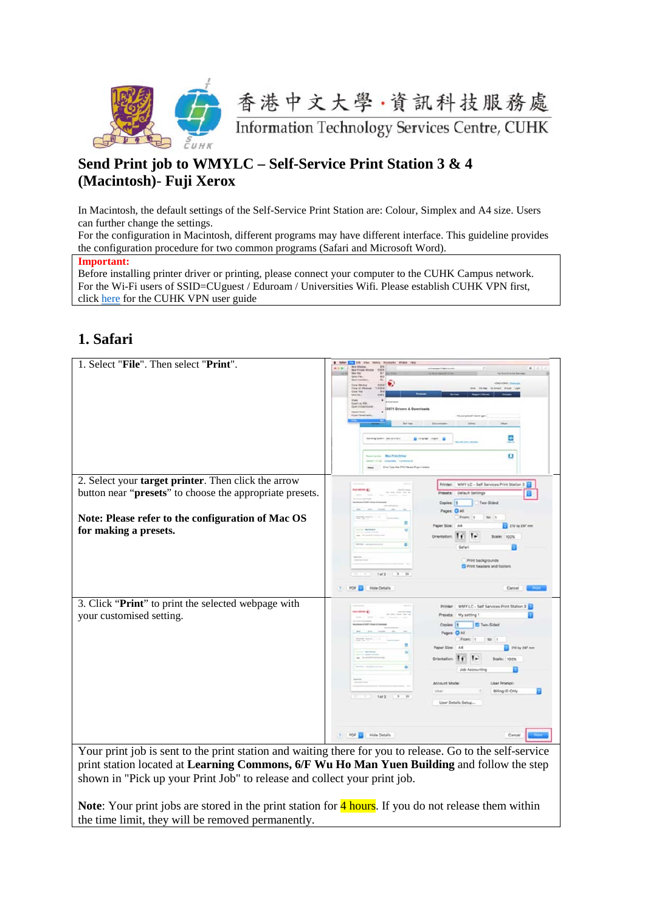香港中文大學·資訊科技服務處

Information Technology Services Centre, CUHK

# Send Print job to WMYLC – Self-Service Print Station 3 & 4 (Macintosh)- Fuji Xerox

In Macintosh, the default settings of the Self-Service Print Station are: Colour, Simplex and A4 size. Users can further change the settings.
For the configuration in Macintosh, different programs may have different interface. This guideline provides the configuration procedure for two common programs (Safari and Microsoft Word).

**Important:**
Before installing printer driver or printing, please connect your computer to the CUHK Campus network. For the Wi-Fi users of SSID=CUguest / Eduroam / Universities Wifi. Please establish CUHK VPN first, click here for the CUHK VPN user guide

## 1. Safari

| | |
|---|---|
| 1. Select "**File**". Then select "**Print**". | |
| 2. Select your **target printer**. Then click the arrow button near "**presets**" to choose the appropriate presets.<br><br>**Note: Please refer to the configuration of Mac OS for making a presets.** | |
| 3. Click "**Print**" to print the selected webpage with your customised setting. | |

Your print job is sent to the print station and waiting there for you to release. Go to the self-service print station located at **Learning Commons, 6/F Wu Ho Man Yuen Building** and follow the step shown in "Pick up your Print Job" to release and collect your print job.

**Note**: Your print jobs are stored in the print station for 4 hours. If you do not release them within the time limit, they will be removed permanently.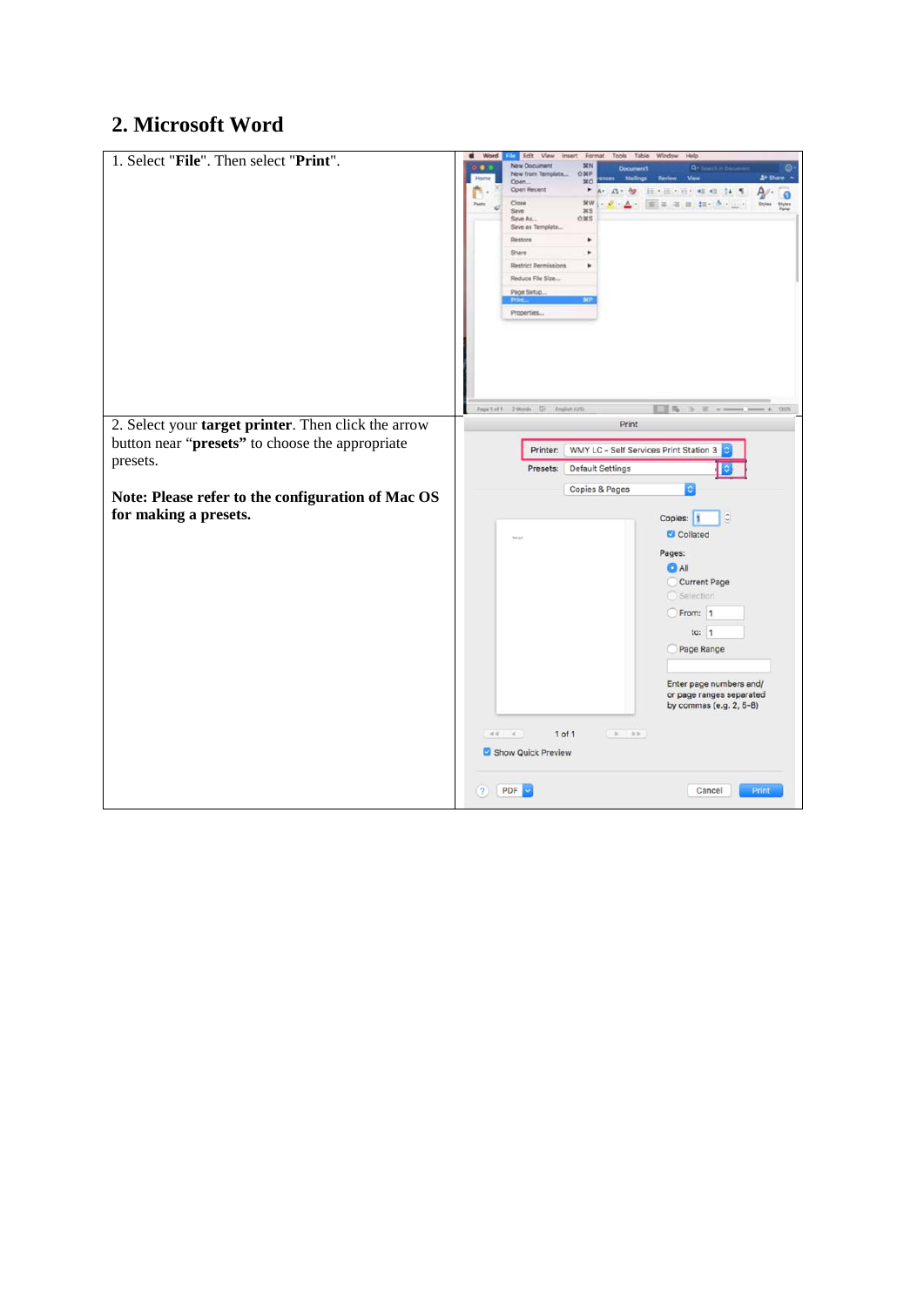## 2. Microsoft Word

| | |
|---|---|
| 1. Select "**File**". Then select "**Print**". | |
| 2. Select your **target printer**. Then click the arrow button near "**presets**" to choose the appropriate presets.<br><br>**Note: Please refer to the configuration of Mac OS for making a presets.** | |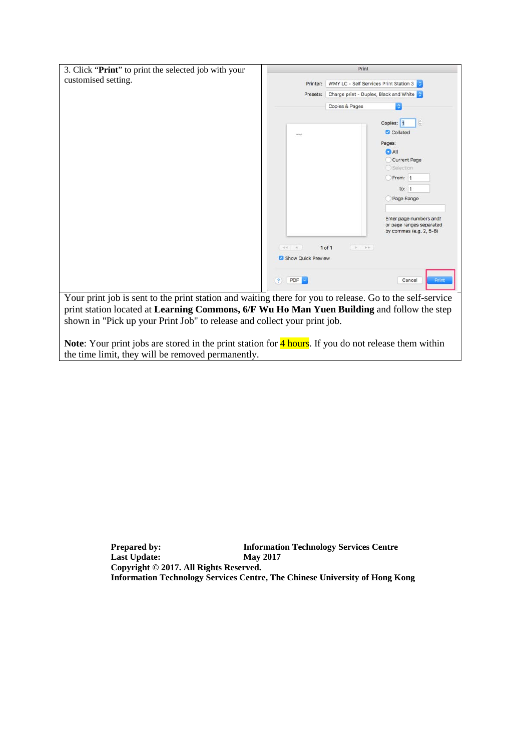| | |
|---|---|
| 3. Click "**Print**" to print the selected job with your customised setting. | |

Your print job is sent to the print station and waiting there for you to release. Go to the self-service print station located at **Learning Commons, 6/F Wu Ho Man Yuen Building** and follow the step shown in "Pick up your Print Job" to release and collect your print job.

**Note**: Your print jobs are stored in the print station for 4 hours. If you do not release them within the time limit, they will be removed permanently.

**Prepared by:** **Information Technology Services Centre**
**Last Update:** **May 2017**
**Copyright © 2017. All Rights Reserved.**
**Information Technology Services Centre, The Chinese University of Hong Kong**